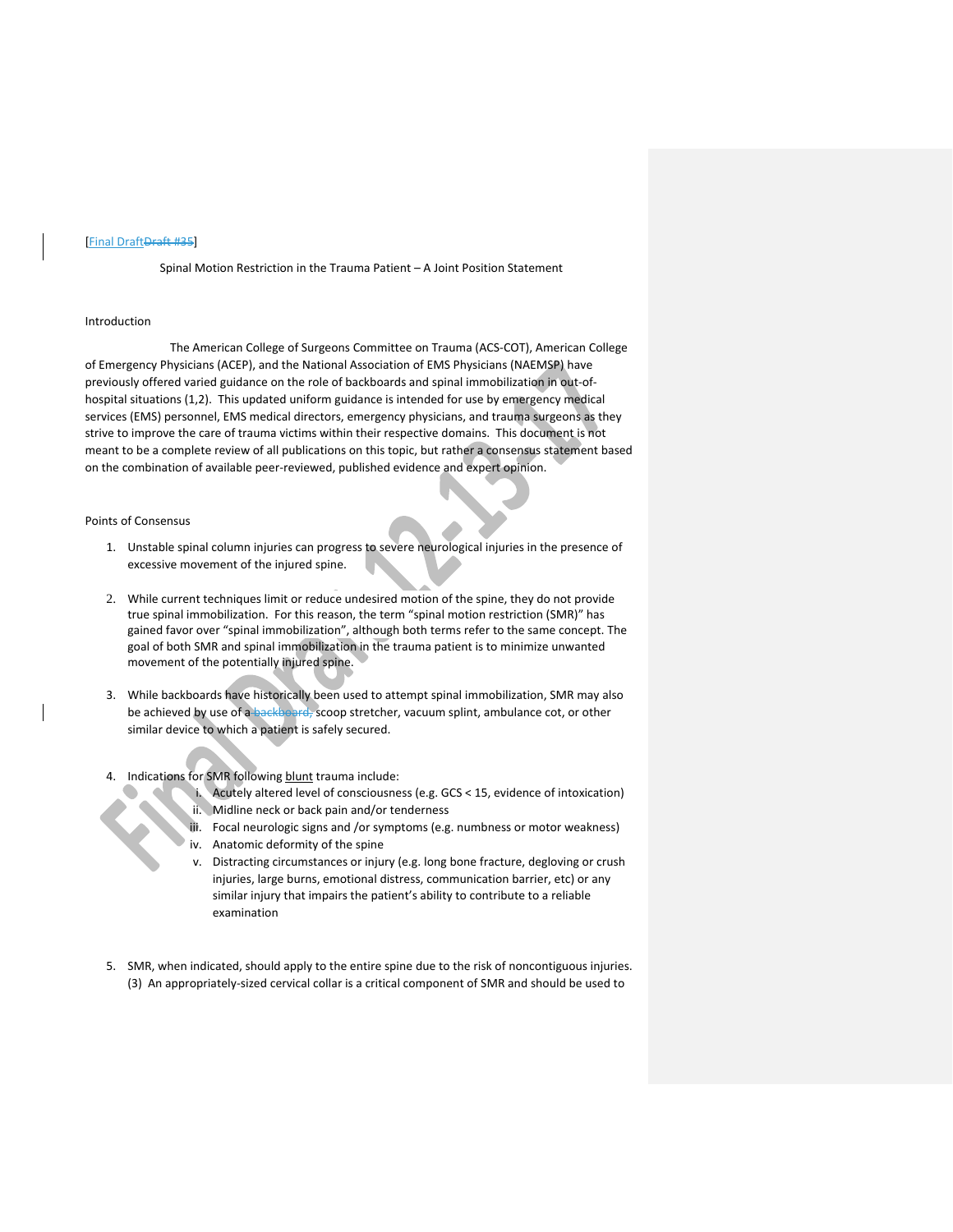[Final Draft~~Draft #35~~]

# Spinal Motion Restriction in the Trauma Patient – A Joint Position Statement

## Introduction

The American College of Surgeons Committee on Trauma (ACS-COT), American College of Emergency Physicians (ACEP), and the National Association of EMS Physicians (NAEMSP) have previously offered varied guidance on the role of backboards and spinal immobilization in out-of-hospital situations (1,2). This updated uniform guidance is intended for use by emergency medical services (EMS) personnel, EMS medical directors, emergency physicians, and trauma surgeons as they strive to improve the care of trauma victims within their respective domains. This document is not meant to be a complete review of all publications on this topic, but rather a consensus statement based on the combination of available peer-reviewed, published evidence and expert opinion.

## Points of Consensus

1. Unstable spinal column injuries can progress to severe neurological injuries in the presence of excessive movement of the injured spine.

2. While current techniques limit or reduce undesired motion of the spine, they do not provide true spinal immobilization. For this reason, the term "spinal motion restriction (SMR)" has gained favor over "spinal immobilization", although both terms refer to the same concept. The goal of both SMR and spinal immobilization in the trauma patient is to minimize unwanted movement of the potentially injured spine.

3. While backboards have historically been used to attempt spinal immobilization, SMR may also be achieved by use of a ~~backboard,~~ scoop stretcher, vacuum splint, ambulance cot, or other similar device to which a patient is safely secured.

4. Indications for SMR following <u>blunt</u> trauma include:
   1. Acutely altered level of consciousness (e.g. GCS < 15, evidence of intoxication)
   2. Midline neck or back pain and/or tenderness
   3. Focal neurologic signs and /or symptoms (e.g. numbness or motor weakness)
   4. Anatomic deformity of the spine
   5. Distracting circumstances or injury (e.g. long bone fracture, degloving or crush injuries, large burns, emotional distress, communication barrier, etc) or any similar injury that impairs the patient's ability to contribute to a reliable examination

5. SMR, when indicated, should apply to the entire spine due to the risk of noncontiguous injuries. (3) An appropriately-sized cervical collar is a critical component of SMR and should be used to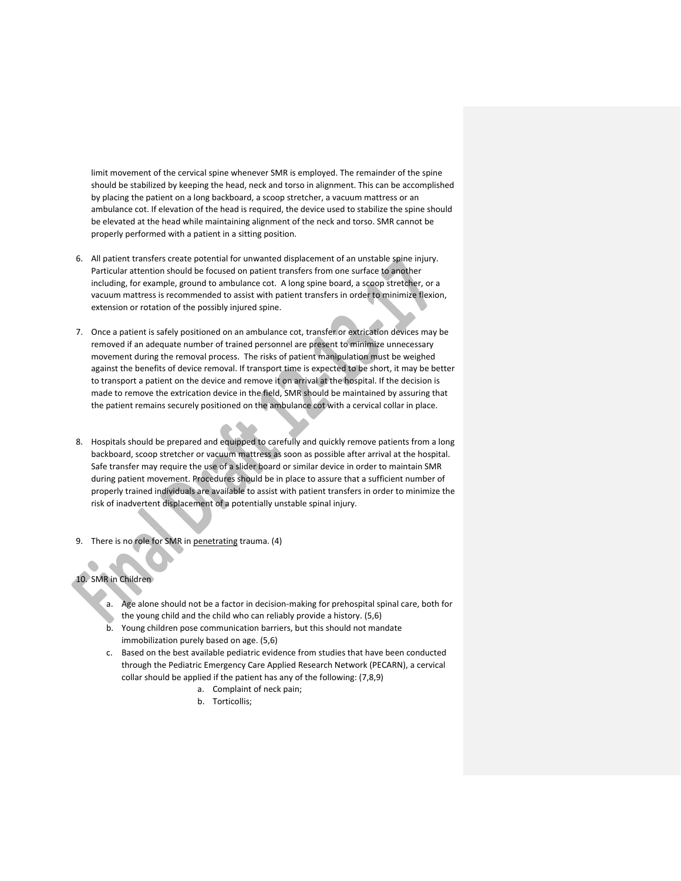limit movement of the cervical spine whenever SMR is employed. The remainder of the spine should be stabilized by keeping the head, neck and torso in alignment. This can be accomplished by placing the patient on a long backboard, a scoop stretcher, a vacuum mattress or an ambulance cot. If elevation of the head is required, the device used to stabilize the spine should be elevated at the head while maintaining alignment of the neck and torso. SMR cannot be properly performed with a patient in a sitting position.

6. All patient transfers create potential for unwanted displacement of an unstable spine injury. Particular attention should be focused on patient transfers from one surface to another including, for example, ground to ambulance cot. A long spine board, a scoop stretcher, or a vacuum mattress is recommended to assist with patient transfers in order to minimize flexion, extension or rotation of the possibly injured spine.

7. Once a patient is safely positioned on an ambulance cot, transfer or extrication devices may be removed if an adequate number of trained personnel are present to minimize unnecessary movement during the removal process. The risks of patient manipulation must be weighed against the benefits of device removal. If transport time is expected to be short, it may be better to transport a patient on the device and remove it on arrival at the hospital. If the decision is made to remove the extrication device in the field, SMR should be maintained by assuring that the patient remains securely positioned on the ambulance cot with a cervical collar in place.

8. Hospitals should be prepared and equipped to carefully and quickly remove patients from a long backboard, scoop stretcher or vacuum mattress as soon as possible after arrival at the hospital. Safe transfer may require the use of a slider board or similar device in order to maintain SMR during patient movement. Procedures should be in place to assure that a sufficient number of properly trained individuals are available to assist with patient transfers in order to minimize the risk of inadvertent displacement of a potentially unstable spinal injury.

9. There is no role for SMR in <u>penetrating</u> trauma. (4)

10. SMR in Children
    a. Age alone should not be a factor in decision-making for prehospital spinal care, both for the young child and the child who can reliably provide a history. (5,6)
    b. Young children pose communication barriers, but this should not mandate immobilization purely based on age. (5,6)
    c. Based on the best available pediatric evidence from studies that have been conducted through the Pediatric Emergency Care Applied Research Network (PECARN), a cervical collar should be applied if the patient has any of the following: (7,8,9)
        a. Complaint of neck pain;
        b. Torticollis;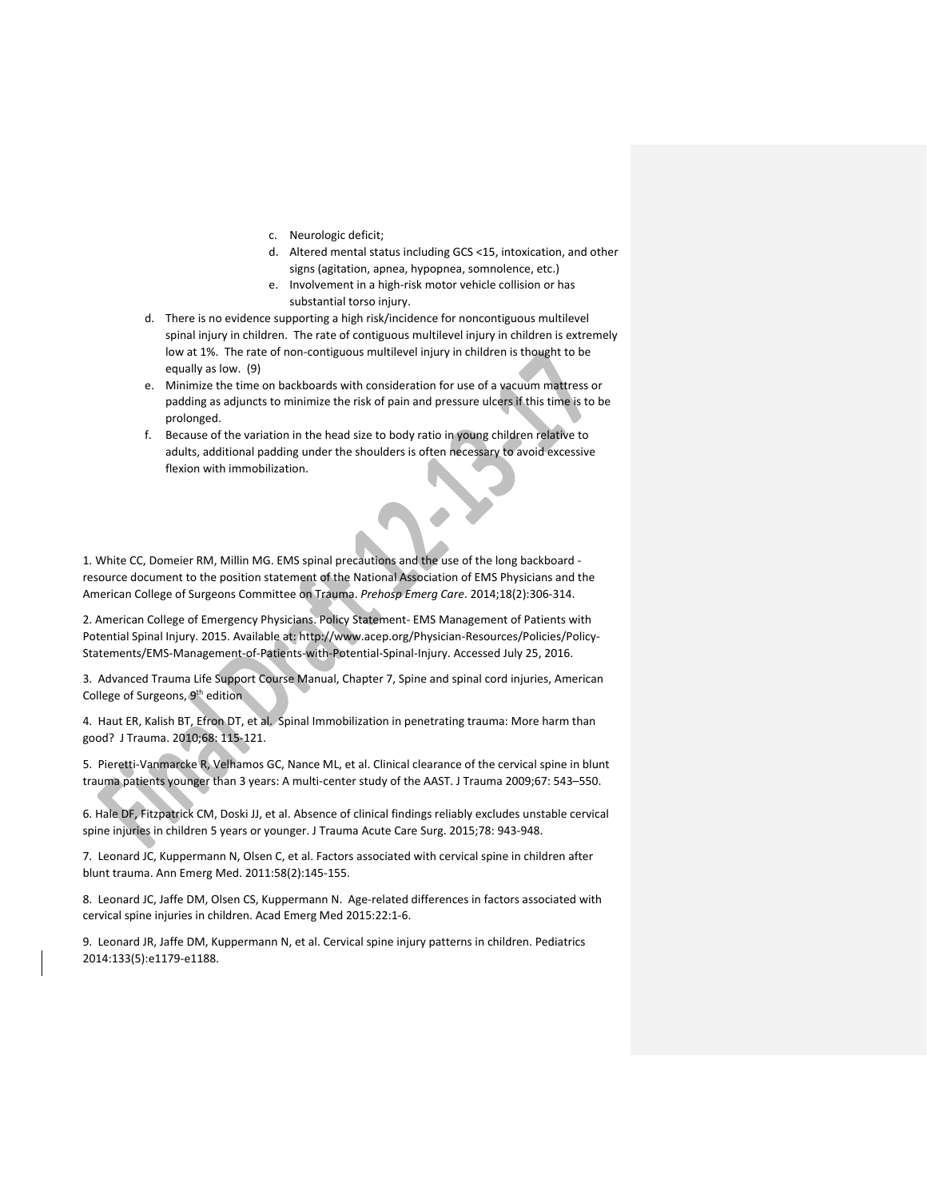c. Neurologic deficit;
   d. Altered mental status including GCS <15, intoxication, and other signs (agitation, apnea, hypopnea, somnolence, etc.)
   e. Involvement in a high-risk motor vehicle collision or has substantial torso injury.

d. There is no evidence supporting a high risk/incidence for noncontiguous multilevel spinal injury in children. The rate of contiguous multilevel injury in children is extremely low at 1%. The rate of non-contiguous multilevel injury in children is thought to be equally as low. (9)

e. Minimize the time on backboards with consideration for use of a vacuum mattress or padding as adjuncts to minimize the risk of pain and pressure ulcers if this time is to be prolonged.

f. Because of the variation in the head size to body ratio in young children relative to adults, additional padding under the shoulders is often necessary to avoid excessive flexion with immobilization.

1. White CC, Domeier RM, Millin MG. EMS spinal precautions and the use of the long backboard - resource document to the position statement of the National Association of EMS Physicians and the American College of Surgeons Committee on Trauma. *Prehosp Emerg Care*. 2014;18(2):306-314.

2. American College of Emergency Physicians. Policy Statement- EMS Management of Patients with Potential Spinal Injury. 2015. Available at: http://www.acep.org/Physician-Resources/Policies/Policy-Statements/EMS-Management-of-Patients-with-Potential-Spinal-Injury. Accessed July 25, 2016.

3. Advanced Trauma Life Support Course Manual, Chapter 7, Spine and spinal cord injuries, American College of Surgeons, 9th edition

4. Haut ER, Kalish BT, Efron DT, et al. Spinal Immobilization in penetrating trauma: More harm than good? J Trauma. 2010;68: 115-121.

5. Pieretti-Vanmarcke R, Velhamos GC, Nance ML, et al. Clinical clearance of the cervical spine in blunt trauma patients younger than 3 years: A multi-center study of the AAST. J Trauma 2009;67: 543–550.

6. Hale DF, Fitzpatrick CM, Doski JJ, et al. Absence of clinical findings reliably excludes unstable cervical spine injuries in children 5 years or younger. J Trauma Acute Care Surg. 2015;78: 943-948.

7. Leonard JC, Kuppermann N, Olsen C, et al. Factors associated with cervical spine in children after blunt trauma. Ann Emerg Med. 2011:58(2):145-155.

8. Leonard JC, Jaffe DM, Olsen CS, Kuppermann N. Age-related differences in factors associated with cervical spine injuries in children. Acad Emerg Med 2015:22:1-6.

9. Leonard JR, Jaffe DM, Kuppermann N, et al. Cervical spine injury patterns in children. Pediatrics 2014:133(5):e1179-e1188.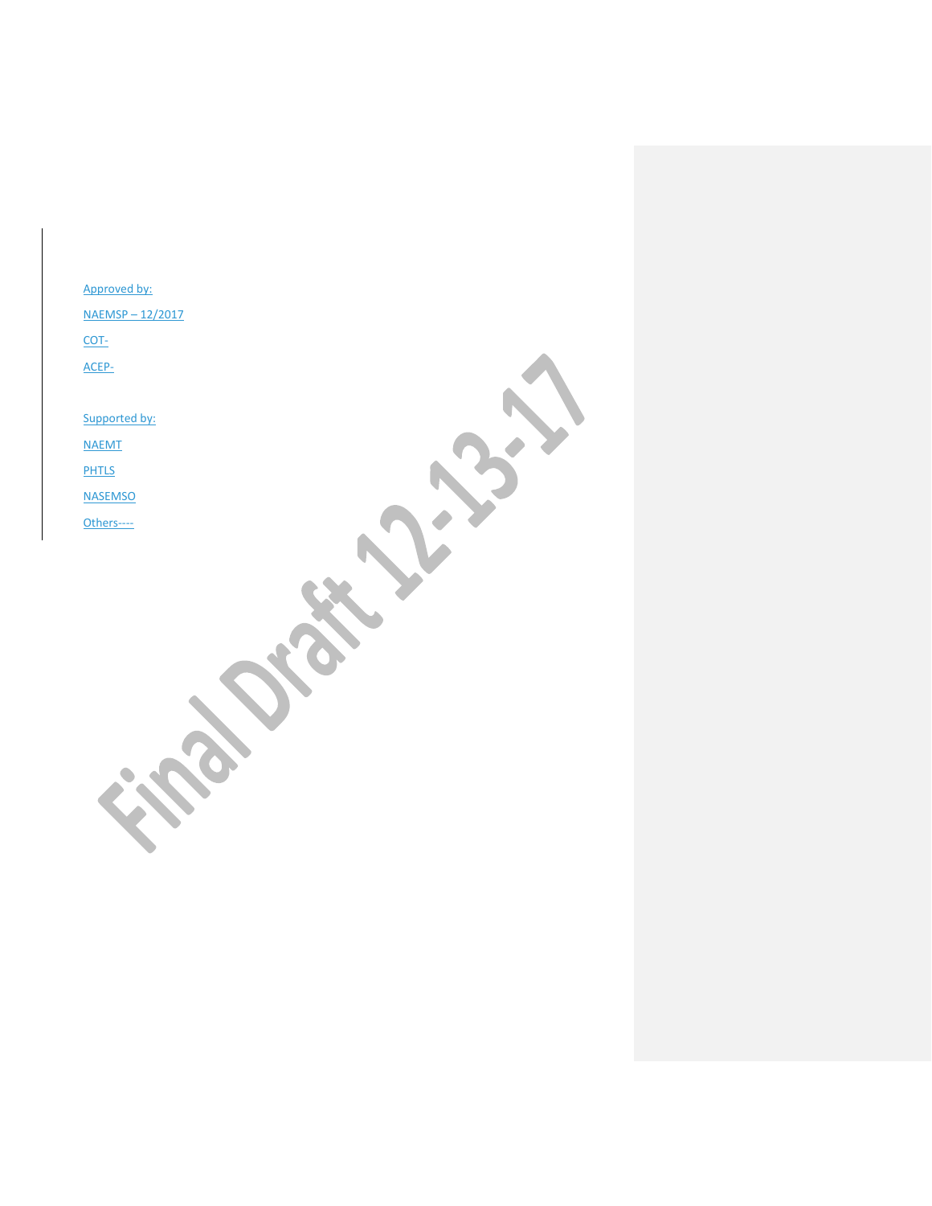Approved by:

NAEMSP – 12/2017

COT-

ACEP-

Supported by:

NAEMT

PHTLS

NASEMSO

Others----

Final Draft 12-13-17